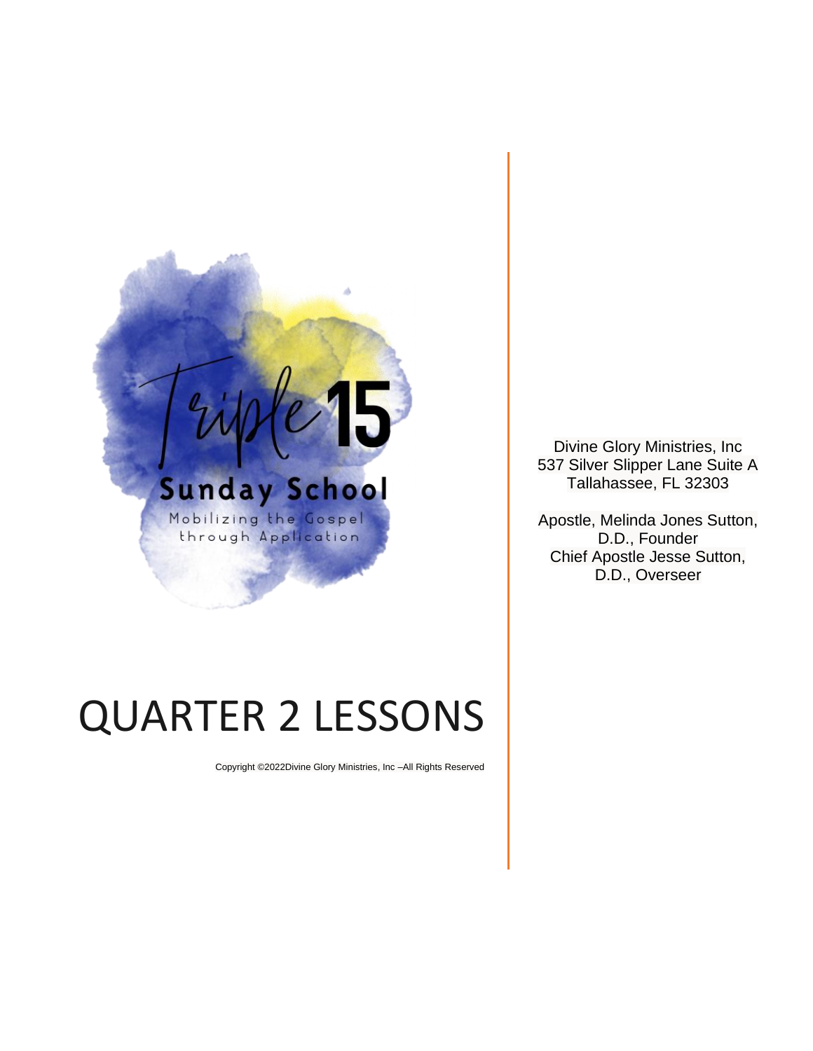Triple 15

Sunday School

Mobilizing the Gospel through Application

Divine Glory Ministries, Inc
537 Silver Slipper Lane Suite A
Tallahassee, FL 32303

Apostle, Melinda Jones Sutton, D.D., Founder
Chief Apostle Jesse Sutton, D.D., Overseer

# QUARTER 2 LESSONS

Copyright ©2022Divine Glory Ministries, Inc –All Rights Reserved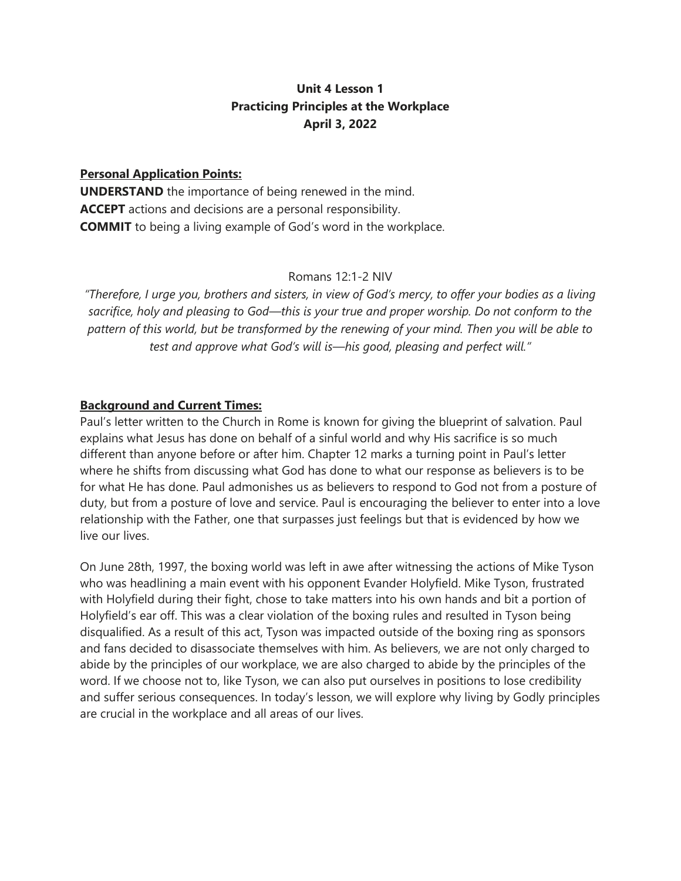**Unit 4 Lesson 1**
**Practicing Principles at the Workplace**
**April 3, 2022**

**Personal Application Points:**

**UNDERSTAND** the importance of being renewed in the mind.
**ACCEPT** actions and decisions are a personal responsibility.
**COMMIT** to being a living example of God's word in the workplace.

Romans 12:1-2 NIV

*"Therefore, I urge you, brothers and sisters, in view of God's mercy, to offer your bodies as a living sacrifice, holy and pleasing to God—this is your true and proper worship. Do not conform to the pattern of this world, but be transformed by the renewing of your mind. Then you will be able to test and approve what God's will is—his good, pleasing and perfect will."*

**Background and Current Times:**

Paul's letter written to the Church in Rome is known for giving the blueprint of salvation. Paul explains what Jesus has done on behalf of a sinful world and why His sacrifice is so much different than anyone before or after him. Chapter 12 marks a turning point in Paul's letter where he shifts from discussing what God has done to what our response as believers is to be for what He has done. Paul admonishes us as believers to respond to God not from a posture of duty, but from a posture of love and service. Paul is encouraging the believer to enter into a love relationship with the Father, one that surpasses just feelings but that is evidenced by how we live our lives.

On June 28th, 1997, the boxing world was left in awe after witnessing the actions of Mike Tyson who was headlining a main event with his opponent Evander Holyfield. Mike Tyson, frustrated with Holyfield during their fight, chose to take matters into his own hands and bit a portion of Holyfield's ear off. This was a clear violation of the boxing rules and resulted in Tyson being disqualified. As a result of this act, Tyson was impacted outside of the boxing ring as sponsors and fans decided to disassociate themselves with him. As believers, we are not only charged to abide by the principles of our workplace, we are also charged to abide by the principles of the word. If we choose not to, like Tyson, we can also put ourselves in positions to lose credibility and suffer serious consequences. In today's lesson, we will explore why living by Godly principles are crucial in the workplace and all areas of our lives.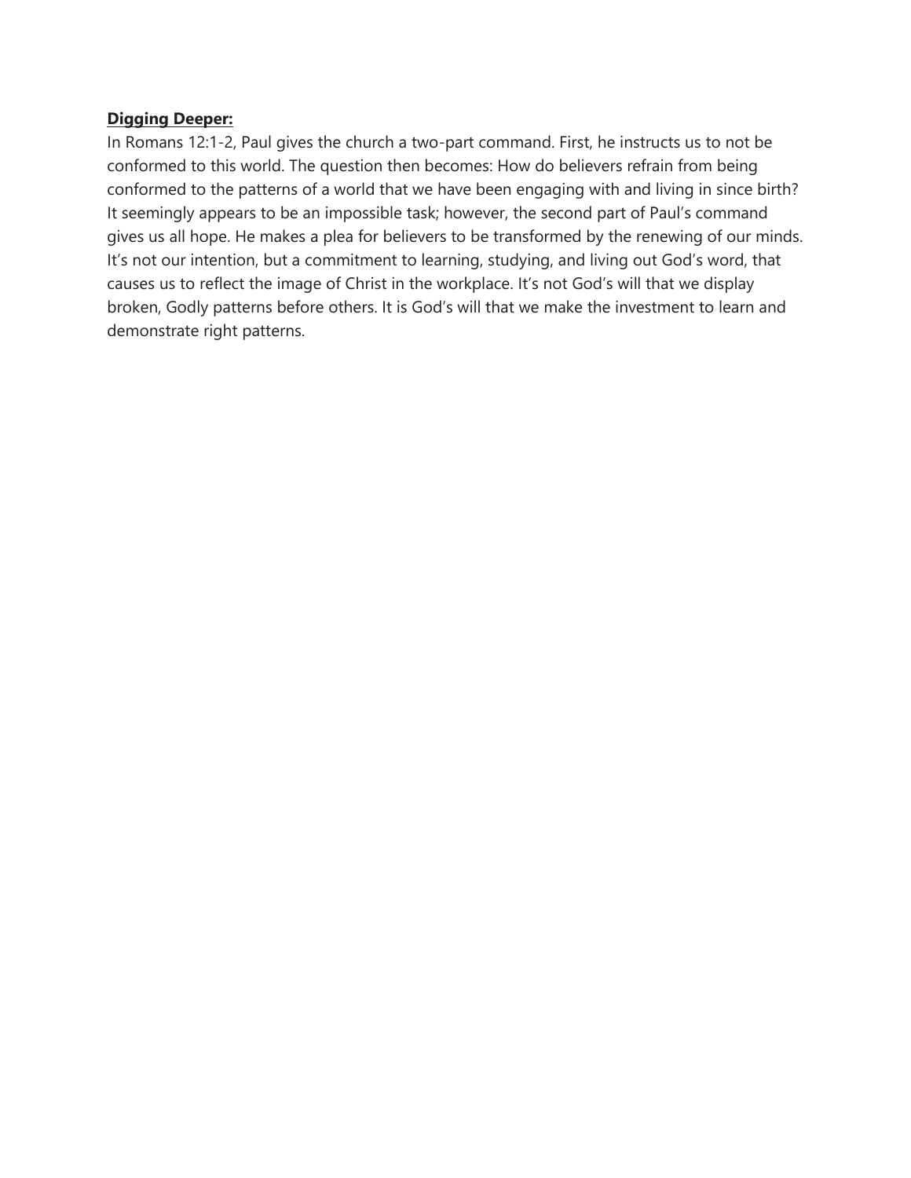**<u>Digging Deeper:</u>**

In Romans 12:1-2, Paul gives the church a two-part command. First, he instructs us to not be conformed to this world. The question then becomes: How do believers refrain from being conformed to the patterns of a world that we have been engaging with and living in since birth? It seemingly appears to be an impossible task; however, the second part of Paul's command gives us all hope. He makes a plea for believers to be transformed by the renewing of our minds. It's not our intention, but a commitment to learning, studying, and living out God's word, that causes us to reflect the image of Christ in the workplace. It's not God's will that we display broken, Godly patterns before others. It is God's will that we make the investment to learn and demonstrate right patterns.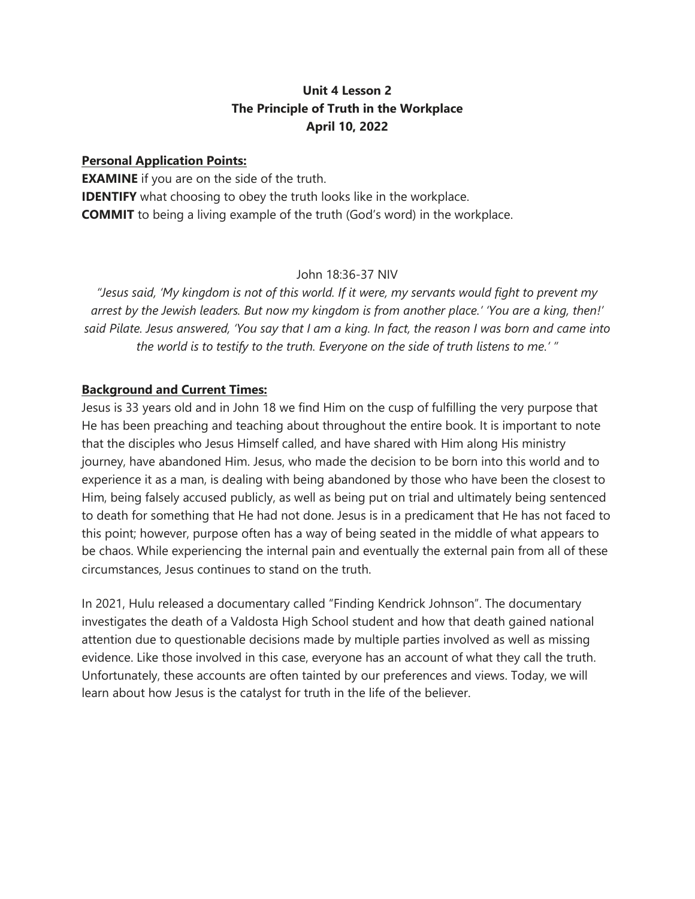**Unit 4 Lesson 2**
**The Principle of Truth in the Workplace**
**April 10, 2022**

**Personal Application Points:**

**EXAMINE** if you are on the side of the truth.
**IDENTIFY** what choosing to obey the truth looks like in the workplace.
**COMMIT** to being a living example of the truth (God's word) in the workplace.

John 18:36-37 NIV

*"Jesus said, 'My kingdom is not of this world. If it were, my servants would fight to prevent my arrest by the Jewish leaders. But now my kingdom is from another place.' 'You are a king, then!' said Pilate. Jesus answered, 'You say that I am a king. In fact, the reason I was born and came into the world is to testify to the truth. Everyone on the side of truth listens to me.' "*

**Background and Current Times:**

Jesus is 33 years old and in John 18 we find Him on the cusp of fulfilling the very purpose that He has been preaching and teaching about throughout the entire book. It is important to note that the disciples who Jesus Himself called, and have shared with Him along His ministry journey, have abandoned Him. Jesus, who made the decision to be born into this world and to experience it as a man, is dealing with being abandoned by those who have been the closest to Him, being falsely accused publicly, as well as being put on trial and ultimately being sentenced to death for something that He had not done. Jesus is in a predicament that He has not faced to this point; however, purpose often has a way of being seated in the middle of what appears to be chaos. While experiencing the internal pain and eventually the external pain from all of these circumstances, Jesus continues to stand on the truth.

In 2021, Hulu released a documentary called "Finding Kendrick Johnson". The documentary investigates the death of a Valdosta High School student and how that death gained national attention due to questionable decisions made by multiple parties involved as well as missing evidence. Like those involved in this case, everyone has an account of what they call the truth. Unfortunately, these accounts are often tainted by our preferences and views. Today, we will learn about how Jesus is the catalyst for truth in the life of the believer.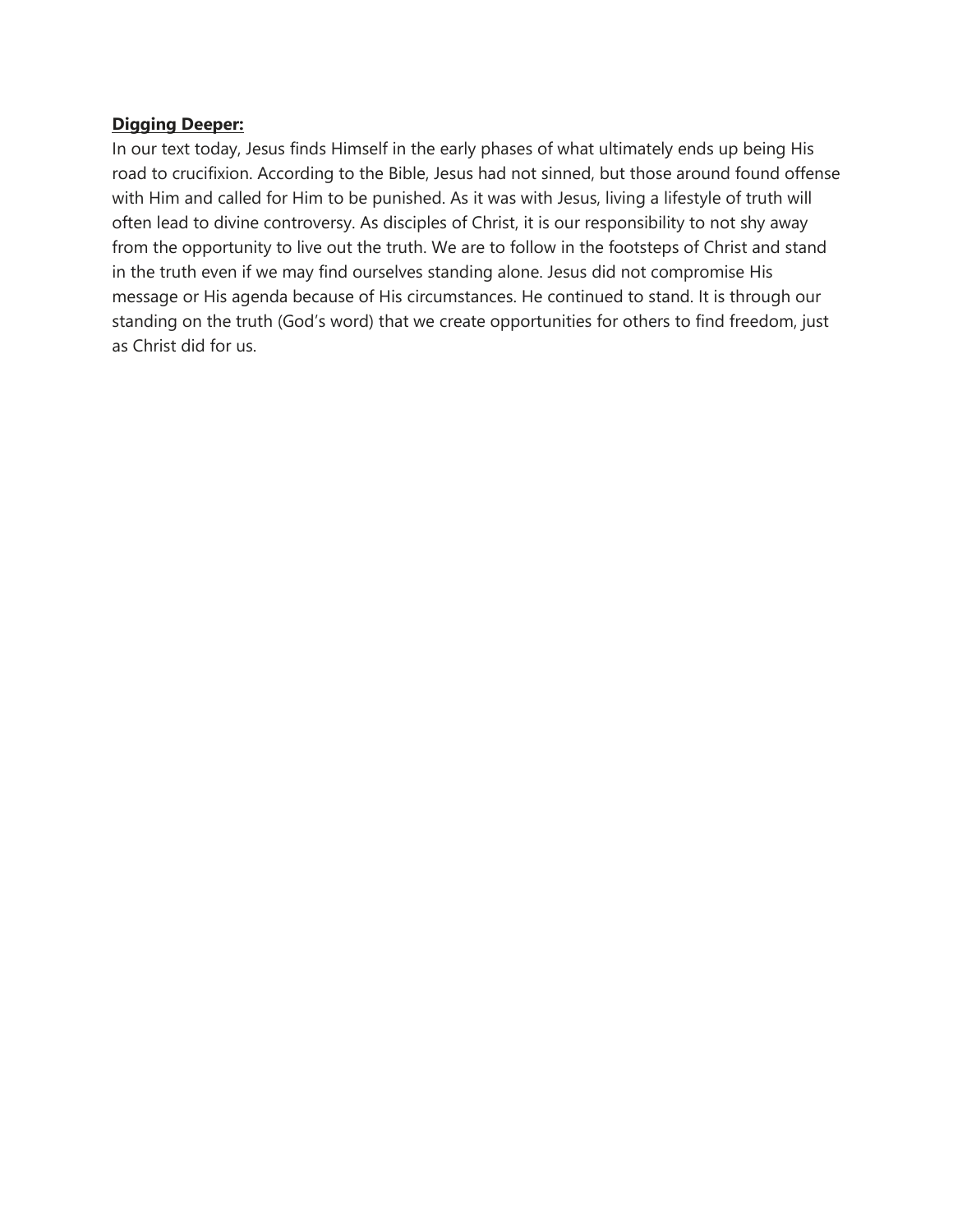**<u>Digging Deeper:</u>**

In our text today, Jesus finds Himself in the early phases of what ultimately ends up being His road to crucifixion. According to the Bible, Jesus had not sinned, but those around found offense with Him and called for Him to be punished. As it was with Jesus, living a lifestyle of truth will often lead to divine controversy. As disciples of Christ, it is our responsibility to not shy away from the opportunity to live out the truth. We are to follow in the footsteps of Christ and stand in the truth even if we may find ourselves standing alone. Jesus did not compromise His message or His agenda because of His circumstances. He continued to stand. It is through our standing on the truth (God's word) that we create opportunities for others to find freedom, just as Christ did for us.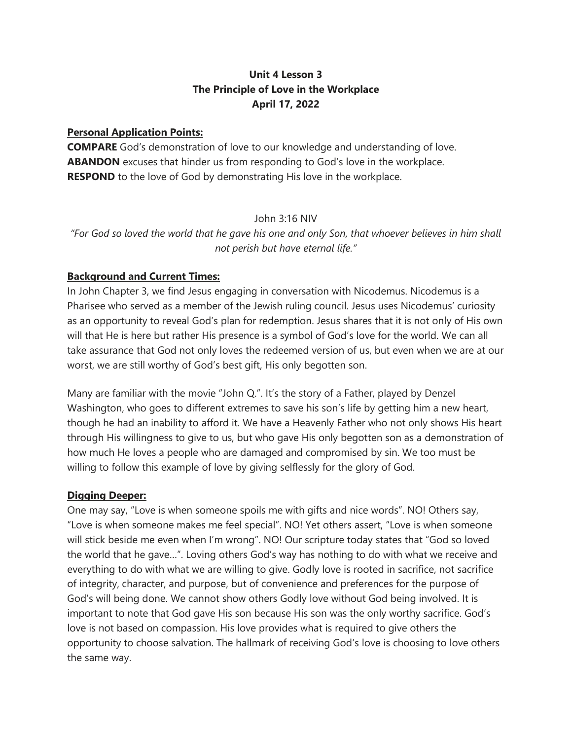**Unit 4 Lesson 3**
**The Principle of Love in the Workplace**
**April 17, 2022**

**Personal Application Points:**

**COMPARE** God's demonstration of love to our knowledge and understanding of love.
**ABANDON** excuses that hinder us from responding to God's love in the workplace.
**RESPOND** to the love of God by demonstrating His love in the workplace.

John 3:16 NIV

*"For God so loved the world that he gave his one and only Son, that whoever believes in him shall not perish but have eternal life."*

**Background and Current Times:**

In John Chapter 3, we find Jesus engaging in conversation with Nicodemus. Nicodemus is a Pharisee who served as a member of the Jewish ruling council. Jesus uses Nicodemus' curiosity as an opportunity to reveal God's plan for redemption. Jesus shares that it is not only of His own will that He is here but rather His presence is a symbol of God's love for the world. We can all take assurance that God not only loves the redeemed version of us, but even when we are at our worst, we are still worthy of God's best gift, His only begotten son.

Many are familiar with the movie "John Q.". It's the story of a Father, played by Denzel Washington, who goes to different extremes to save his son's life by getting him a new heart, though he had an inability to afford it. We have a Heavenly Father who not only shows His heart through His willingness to give to us, but who gave His only begotten son as a demonstration of how much He loves a people who are damaged and compromised by sin. We too must be willing to follow this example of love by giving selflessly for the glory of God.

**Digging Deeper:**

One may say, "Love is when someone spoils me with gifts and nice words". NO! Others say, "Love is when someone makes me feel special". NO! Yet others assert, "Love is when someone will stick beside me even when I'm wrong". NO! Our scripture today states that "God so loved the world that he gave…". Loving others God's way has nothing to do with what we receive and everything to do with what we are willing to give. Godly love is rooted in sacrifice, not sacrifice of integrity, character, and purpose, but of convenience and preferences for the purpose of God's will being done. We cannot show others Godly love without God being involved. It is important to note that God gave His son because His son was the only worthy sacrifice. God's love is not based on compassion. His love provides what is required to give others the opportunity to choose salvation. The hallmark of receiving God's love is choosing to love others the same way.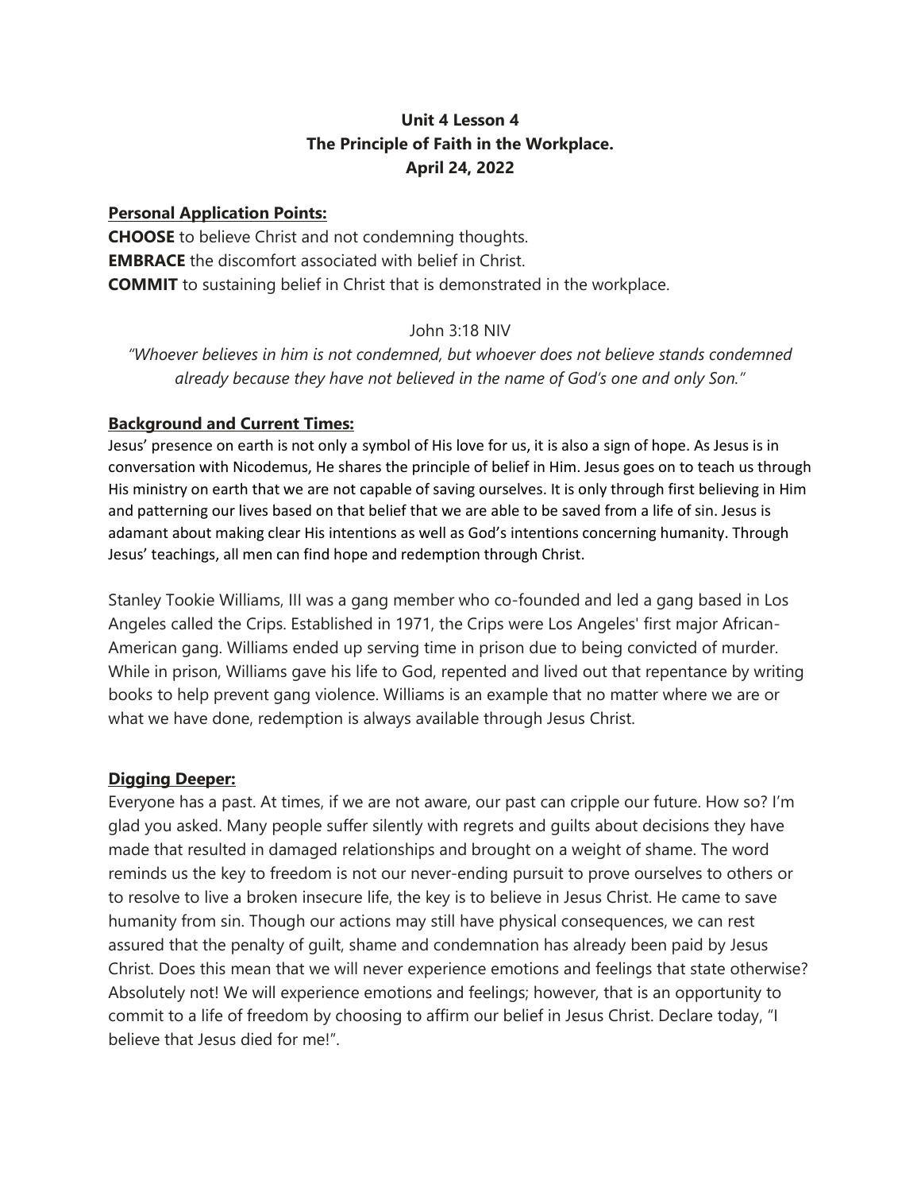**Unit 4 Lesson 4**
**The Principle of Faith in the Workplace.**
**April 24, 2022**

**Personal Application Points:**

**CHOOSE** to believe Christ and not condemning thoughts.
**EMBRACE** the discomfort associated with belief in Christ.
**COMMIT** to sustaining belief in Christ that is demonstrated in the workplace.

John 3:18 NIV

*"Whoever believes in him is not condemned, but whoever does not believe stands condemned already because they have not believed in the name of God's one and only Son."*

**Background and Current Times:**

Jesus' presence on earth is not only a symbol of His love for us, it is also a sign of hope. As Jesus is in conversation with Nicodemus, He shares the principle of belief in Him. Jesus goes on to teach us through His ministry on earth that we are not capable of saving ourselves. It is only through first believing in Him and patterning our lives based on that belief that we are able to be saved from a life of sin. Jesus is adamant about making clear His intentions as well as God's intentions concerning humanity. Through Jesus' teachings, all men can find hope and redemption through Christ.

Stanley Tookie Williams, III was a gang member who co-founded and led a gang based in Los Angeles called the Crips. Established in 1971, the Crips were Los Angeles' first major African-American gang. Williams ended up serving time in prison due to being convicted of murder. While in prison, Williams gave his life to God, repented and lived out that repentance by writing books to help prevent gang violence. Williams is an example that no matter where we are or what we have done, redemption is always available through Jesus Christ.

**Digging Deeper:**

Everyone has a past. At times, if we are not aware, our past can cripple our future. How so? I'm glad you asked. Many people suffer silently with regrets and guilts about decisions they have made that resulted in damaged relationships and brought on a weight of shame. The word reminds us the key to freedom is not our never-ending pursuit to prove ourselves to others or to resolve to live a broken insecure life, the key is to believe in Jesus Christ. He came to save humanity from sin. Though our actions may still have physical consequences, we can rest assured that the penalty of guilt, shame and condemnation has already been paid by Jesus Christ. Does this mean that we will never experience emotions and feelings that state otherwise? Absolutely not! We will experience emotions and feelings; however, that is an opportunity to commit to a life of freedom by choosing to affirm our belief in Jesus Christ. Declare today, "I believe that Jesus died for me!".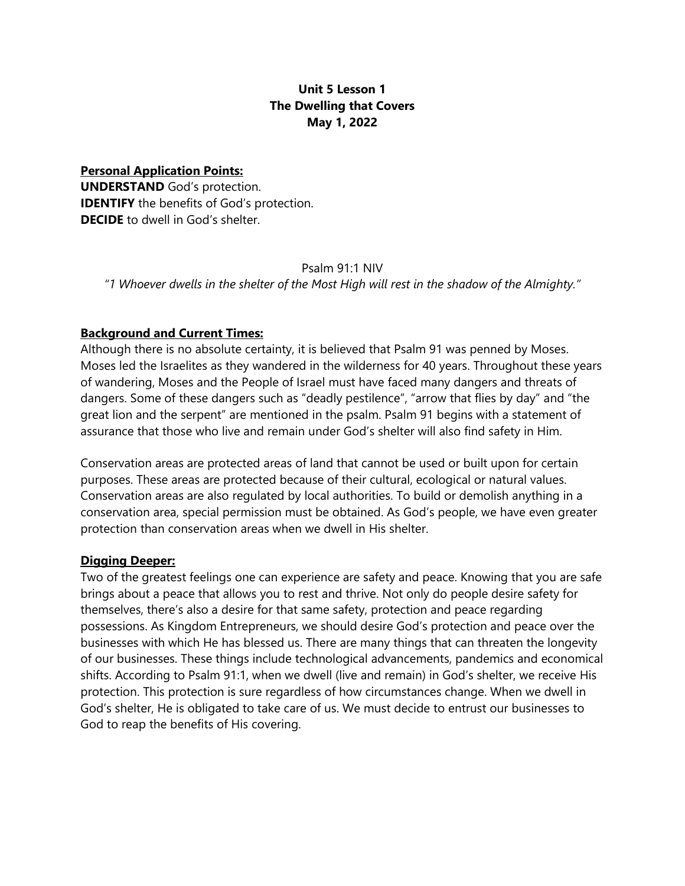**Unit 5 Lesson 1**
**The Dwelling that Covers**
**May 1, 2022**

**Personal Application Points:**

**UNDERSTAND** God's protection.
**IDENTIFY** the benefits of God's protection.
**DECIDE** to dwell in God's shelter.

Psalm 91:1 NIV

*"1 Whoever dwells in the shelter of the Most High will rest in the shadow of the Almighty."*

**Background and Current Times:**

Although there is no absolute certainty, it is believed that Psalm 91 was penned by Moses. Moses led the Israelites as they wandered in the wilderness for 40 years. Throughout these years of wandering, Moses and the People of Israel must have faced many dangers and threats of dangers. Some of these dangers such as "deadly pestilence", "arrow that flies by day" and "the great lion and the serpent" are mentioned in the psalm. Psalm 91 begins with a statement of assurance that those who live and remain under God's shelter will also find safety in Him.

Conservation areas are protected areas of land that cannot be used or built upon for certain purposes. These areas are protected because of their cultural, ecological or natural values. Conservation areas are also regulated by local authorities. To build or demolish anything in a conservation area, special permission must be obtained. As God's people, we have even greater protection than conservation areas when we dwell in His shelter.

**Digging Deeper:**

Two of the greatest feelings one can experience are safety and peace. Knowing that you are safe brings about a peace that allows you to rest and thrive. Not only do people desire safety for themselves, there's also a desire for that same safety, protection and peace regarding possessions. As Kingdom Entrepreneurs, we should desire God's protection and peace over the businesses with which He has blessed us. There are many things that can threaten the longevity of our businesses. These things include technological advancements, pandemics and economical shifts. According to Psalm 91:1, when we dwell (live and remain) in God's shelter, we receive His protection. This protection is sure regardless of how circumstances change. When we dwell in God's shelter, He is obligated to take care of us. We must decide to entrust our businesses to God to reap the benefits of His covering.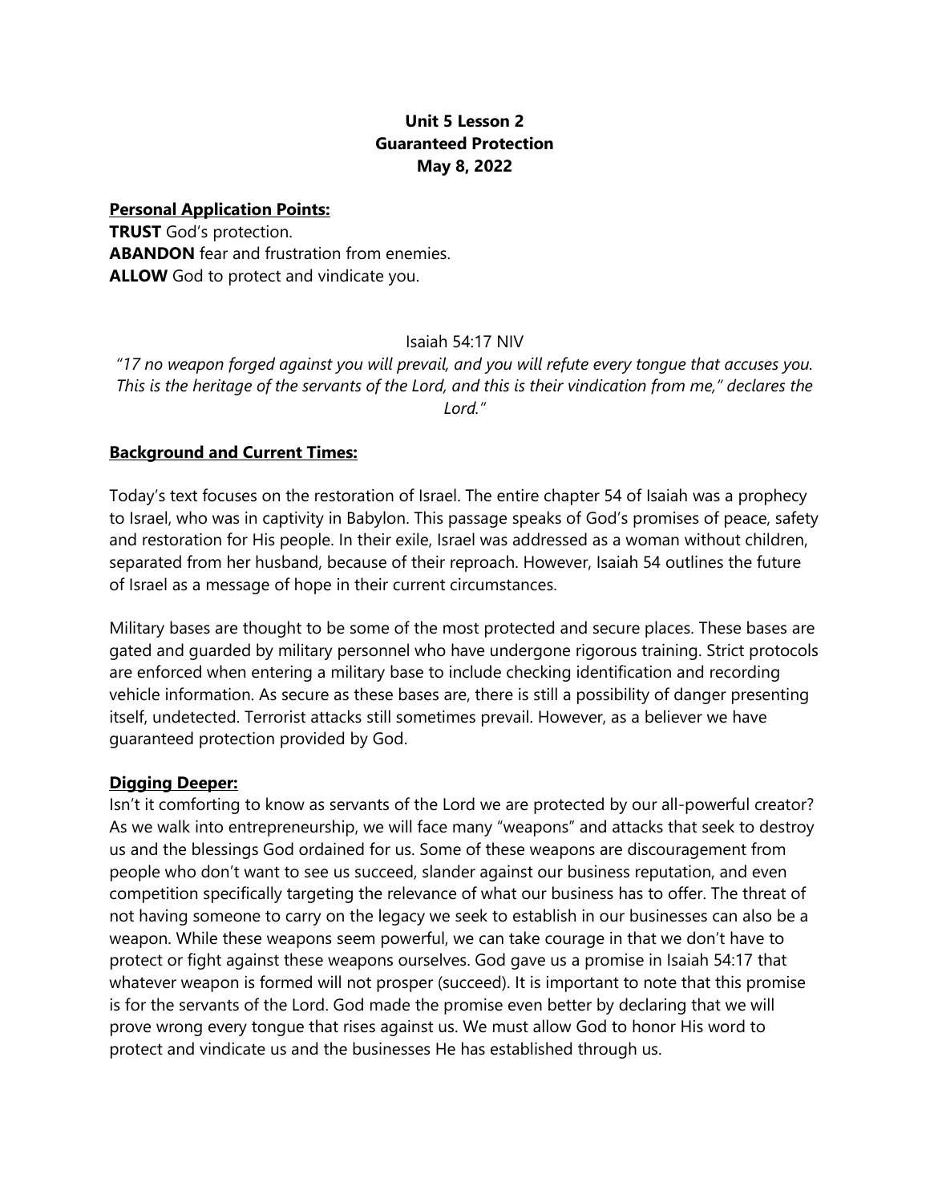**Unit 5 Lesson 2**
**Guaranteed Protection**
**May 8, 2022**

**Personal Application Points:**

**TRUST** God's protection.
**ABANDON** fear and frustration from enemies.
**ALLOW** God to protect and vindicate you.

Isaiah 54:17 NIV

*"17 no weapon forged against you will prevail, and you will refute every tongue that accuses you. This is the heritage of the servants of the Lord, and this is their vindication from me," declares the Lord."*

**Background and Current Times:**

Today's text focuses on the restoration of Israel. The entire chapter 54 of Isaiah was a prophecy to Israel, who was in captivity in Babylon. This passage speaks of God's promises of peace, safety and restoration for His people. In their exile, Israel was addressed as a woman without children, separated from her husband, because of their reproach. However, Isaiah 54 outlines the future of Israel as a message of hope in their current circumstances.

Military bases are thought to be some of the most protected and secure places. These bases are gated and guarded by military personnel who have undergone rigorous training. Strict protocols are enforced when entering a military base to include checking identification and recording vehicle information. As secure as these bases are, there is still a possibility of danger presenting itself, undetected. Terrorist attacks still sometimes prevail. However, as a believer we have guaranteed protection provided by God.

**Digging Deeper:**

Isn't it comforting to know as servants of the Lord we are protected by our all-powerful creator? As we walk into entrepreneurship, we will face many "weapons" and attacks that seek to destroy us and the blessings God ordained for us. Some of these weapons are discouragement from people who don't want to see us succeed, slander against our business reputation, and even competition specifically targeting the relevance of what our business has to offer. The threat of not having someone to carry on the legacy we seek to establish in our businesses can also be a weapon. While these weapons seem powerful, we can take courage in that we don't have to protect or fight against these weapons ourselves. God gave us a promise in Isaiah 54:17 that whatever weapon is formed will not prosper (succeed). It is important to note that this promise is for the servants of the Lord. God made the promise even better by declaring that we will prove wrong every tongue that rises against us. We must allow God to honor His word to protect and vindicate us and the businesses He has established through us.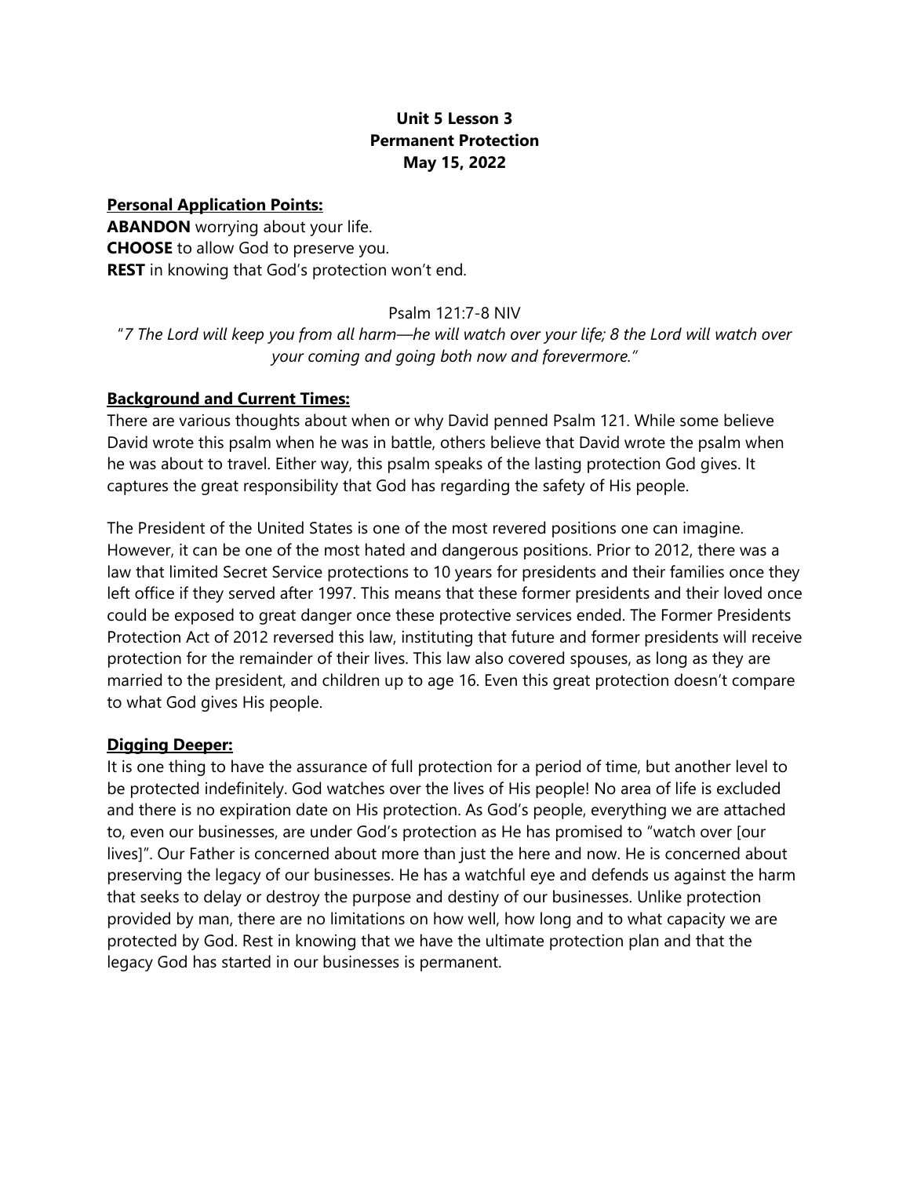**Unit 5 Lesson 3**
**Permanent Protection**
**May 15, 2022**

**Personal Application Points:**

**ABANDON** worrying about your life.
**CHOOSE** to allow God to preserve you.
**REST** in knowing that God's protection won't end.

Psalm 121:7-8 NIV

"*7 The Lord will keep you from all harm—he will watch over your life; 8 the Lord will watch over your coming and going both now and forevermore.*"

**Background and Current Times:**

There are various thoughts about when or why David penned Psalm 121. While some believe David wrote this psalm when he was in battle, others believe that David wrote the psalm when he was about to travel. Either way, this psalm speaks of the lasting protection God gives. It captures the great responsibility that God has regarding the safety of His people.

The President of the United States is one of the most revered positions one can imagine. However, it can be one of the most hated and dangerous positions. Prior to 2012, there was a law that limited Secret Service protections to 10 years for presidents and their families once they left office if they served after 1997. This means that these former presidents and their loved once could be exposed to great danger once these protective services ended. The Former Presidents Protection Act of 2012 reversed this law, instituting that future and former presidents will receive protection for the remainder of their lives. This law also covered spouses, as long as they are married to the president, and children up to age 16. Even this great protection doesn't compare to what God gives His people.

**Digging Deeper:**

It is one thing to have the assurance of full protection for a period of time, but another level to be protected indefinitely. God watches over the lives of His people! No area of life is excluded and there is no expiration date on His protection. As God's people, everything we are attached to, even our businesses, are under God's protection as He has promised to "watch over [our lives]". Our Father is concerned about more than just the here and now. He is concerned about preserving the legacy of our businesses. He has a watchful eye and defends us against the harm that seeks to delay or destroy the purpose and destiny of our businesses. Unlike protection provided by man, there are no limitations on how well, how long and to what capacity we are protected by God. Rest in knowing that we have the ultimate protection plan and that the legacy God has started in our businesses is permanent.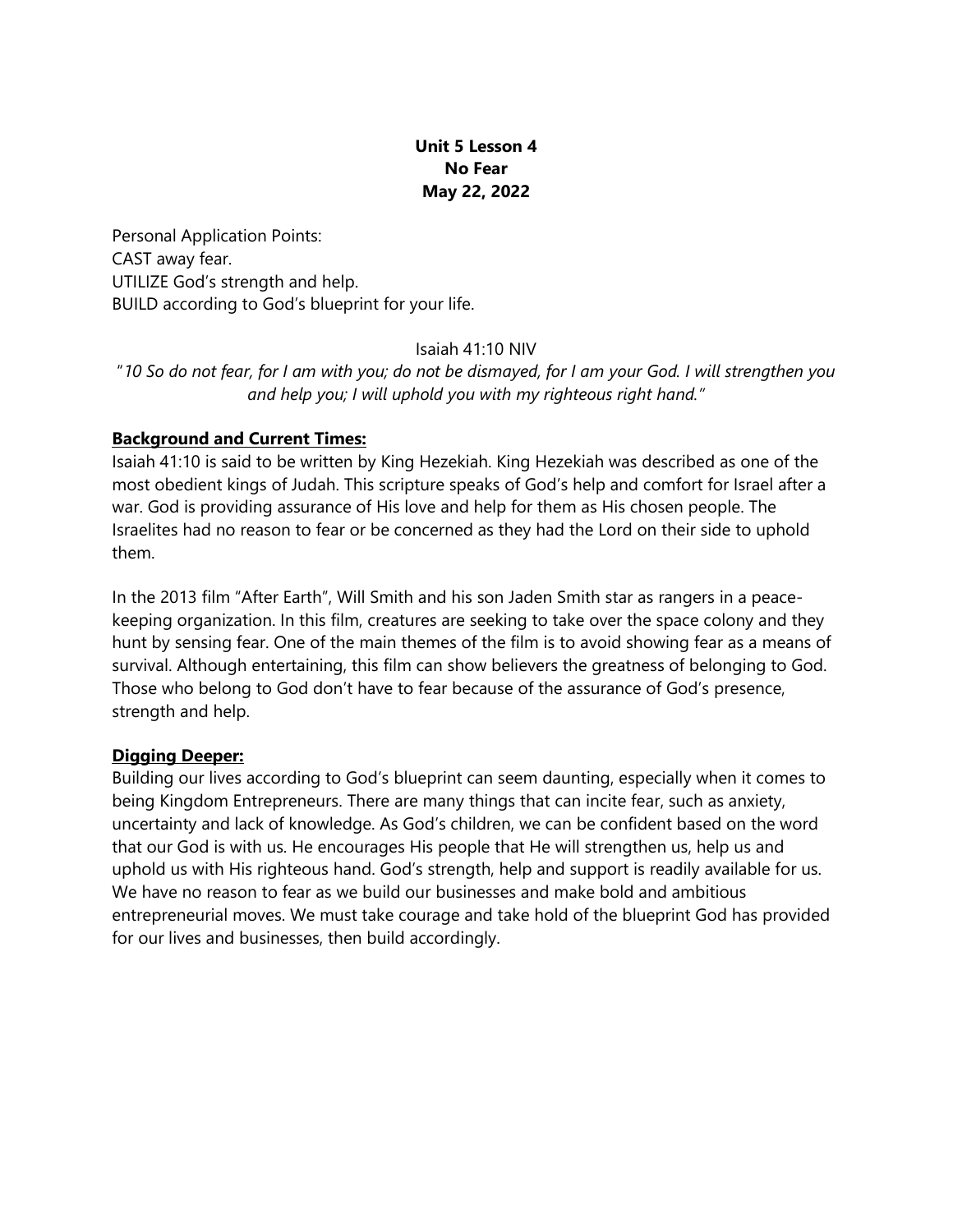**Unit 5 Lesson 4**
**No Fear**
**May 22, 2022**

Personal Application Points:
CAST away fear.
UTILIZE God's strength and help.
BUILD according to God's blueprint for your life.

Isaiah 41:10 NIV

*"10 So do not fear, for I am with you; do not be dismayed, for I am your God. I will strengthen you and help you; I will uphold you with my righteous right hand."*

**<u>Background and Current Times:</u>**

Isaiah 41:10 is said to be written by King Hezekiah. King Hezekiah was described as one of the most obedient kings of Judah. This scripture speaks of God's help and comfort for Israel after a war. God is providing assurance of His love and help for them as His chosen people. The Israelites had no reason to fear or be concerned as they had the Lord on their side to uphold them.

In the 2013 film "After Earth", Will Smith and his son Jaden Smith star as rangers in a peace-keeping organization. In this film, creatures are seeking to take over the space colony and they hunt by sensing fear. One of the main themes of the film is to avoid showing fear as a means of survival. Although entertaining, this film can show believers the greatness of belonging to God. Those who belong to God don't have to fear because of the assurance of God's presence, strength and help.

**<u>Digging Deeper:</u>**

Building our lives according to God's blueprint can seem daunting, especially when it comes to being Kingdom Entrepreneurs. There are many things that can incite fear, such as anxiety, uncertainty and lack of knowledge. As God's children, we can be confident based on the word that our God is with us. He encourages His people that He will strengthen us, help us and uphold us with His righteous hand. God's strength, help and support is readily available for us. We have no reason to fear as we build our businesses and make bold and ambitious entrepreneurial moves. We must take courage and take hold of the blueprint God has provided for our lives and businesses, then build accordingly.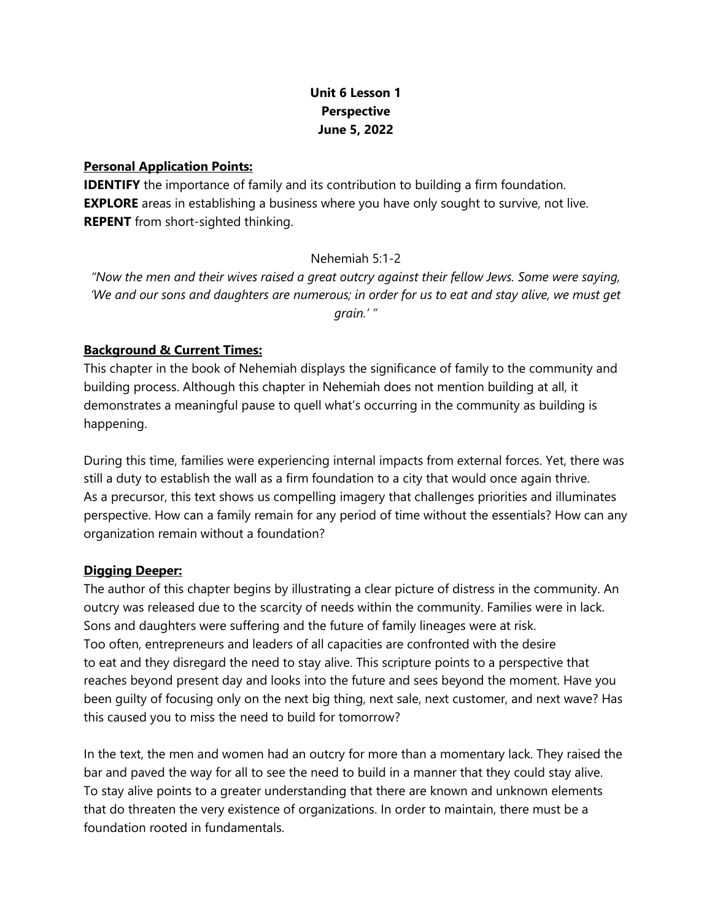**Unit 6 Lesson 1**
**Perspective**
**June 5, 2022**

**Personal Application Points:**

**IDENTIFY** the importance of family and its contribution to building a firm foundation.
**EXPLORE** areas in establishing a business where you have only sought to survive, not live.
**REPENT** from short-sighted thinking.

Nehemiah 5:1-2

*"Now the men and their wives raised a great outcry against their fellow Jews. Some were saying, 'We and our sons and daughters are numerous; in order for us to eat and stay alive, we must get grain.' "*

**Background & Current Times:**

This chapter in the book of Nehemiah displays the significance of family to the community and building process. Although this chapter in Nehemiah does not mention building at all, it demonstrates a meaningful pause to quell what's occurring in the community as building is happening.

During this time, families were experiencing internal impacts from external forces. Yet, there was still a duty to establish the wall as a firm foundation to a city that would once again thrive. As a precursor, this text shows us compelling imagery that challenges priorities and illuminates perspective. How can a family remain for any period of time without the essentials? How can any organization remain without a foundation?

**Digging Deeper:**

The author of this chapter begins by illustrating a clear picture of distress in the community. An outcry was released due to the scarcity of needs within the community. Families were in lack. Sons and daughters were suffering and the future of family lineages were at risk. Too often, entrepreneurs and leaders of all capacities are confronted with the desire to eat and they disregard the need to stay alive. This scripture points to a perspective that reaches beyond present day and looks into the future and sees beyond the moment. Have you been guilty of focusing only on the next big thing, next sale, next customer, and next wave? Has this caused you to miss the need to build for tomorrow?

In the text, the men and women had an outcry for more than a momentary lack. They raised the bar and paved the way for all to see the need to build in a manner that they could stay alive. To stay alive points to a greater understanding that there are known and unknown elements that do threaten the very existence of organizations. In order to maintain, there must be a foundation rooted in fundamentals.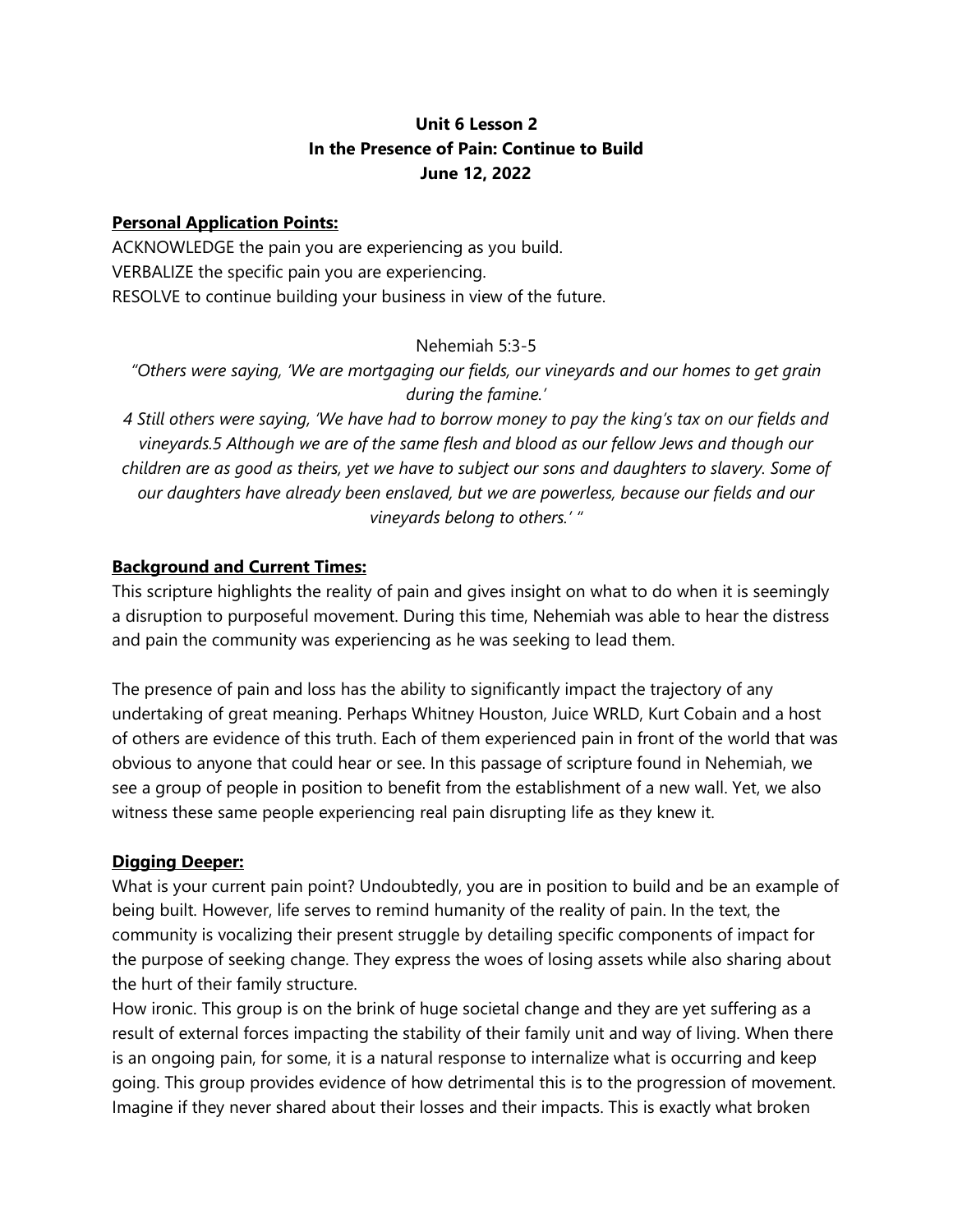**Unit 6 Lesson 2**
**In the Presence of Pain: Continue to Build**
**June 12, 2022**

**Personal Application Points:**

ACKNOWLEDGE the pain you are experiencing as you build.
VERBALIZE the specific pain you are experiencing.
RESOLVE to continue building your business in view of the future.

Nehemiah 5:3-5

*"Others were saying, 'We are mortgaging our fields, our vineyards and our homes to get grain during the famine.'*

*4 Still others were saying, 'We have had to borrow money to pay the king's tax on our fields and vineyards.5 Although we are of the same flesh and blood as our fellow Jews and though our children are as good as theirs, yet we have to subject our sons and daughters to slavery. Some of our daughters have already been enslaved, but we are powerless, because our fields and our vineyards belong to others.' "*

**Background and Current Times:**

This scripture highlights the reality of pain and gives insight on what to do when it is seemingly a disruption to purposeful movement. During this time, Nehemiah was able to hear the distress and pain the community was experiencing as he was seeking to lead them.

The presence of pain and loss has the ability to significantly impact the trajectory of any undertaking of great meaning. Perhaps Whitney Houston, Juice WRLD, Kurt Cobain and a host of others are evidence of this truth. Each of them experienced pain in front of the world that was obvious to anyone that could hear or see. In this passage of scripture found in Nehemiah, we see a group of people in position to benefit from the establishment of a new wall. Yet, we also witness these same people experiencing real pain disrupting life as they knew it.

**Digging Deeper:**

What is your current pain point? Undoubtedly, you are in position to build and be an example of being built. However, life serves to remind humanity of the reality of pain. In the text, the community is vocalizing their present struggle by detailing specific components of impact for the purpose of seeking change. They express the woes of losing assets while also sharing about the hurt of their family structure.

How ironic. This group is on the brink of huge societal change and they are yet suffering as a result of external forces impacting the stability of their family unit and way of living. When there is an ongoing pain, for some, it is a natural response to internalize what is occurring and keep going. This group provides evidence of how detrimental this is to the progression of movement. Imagine if they never shared about their losses and their impacts. This is exactly what broken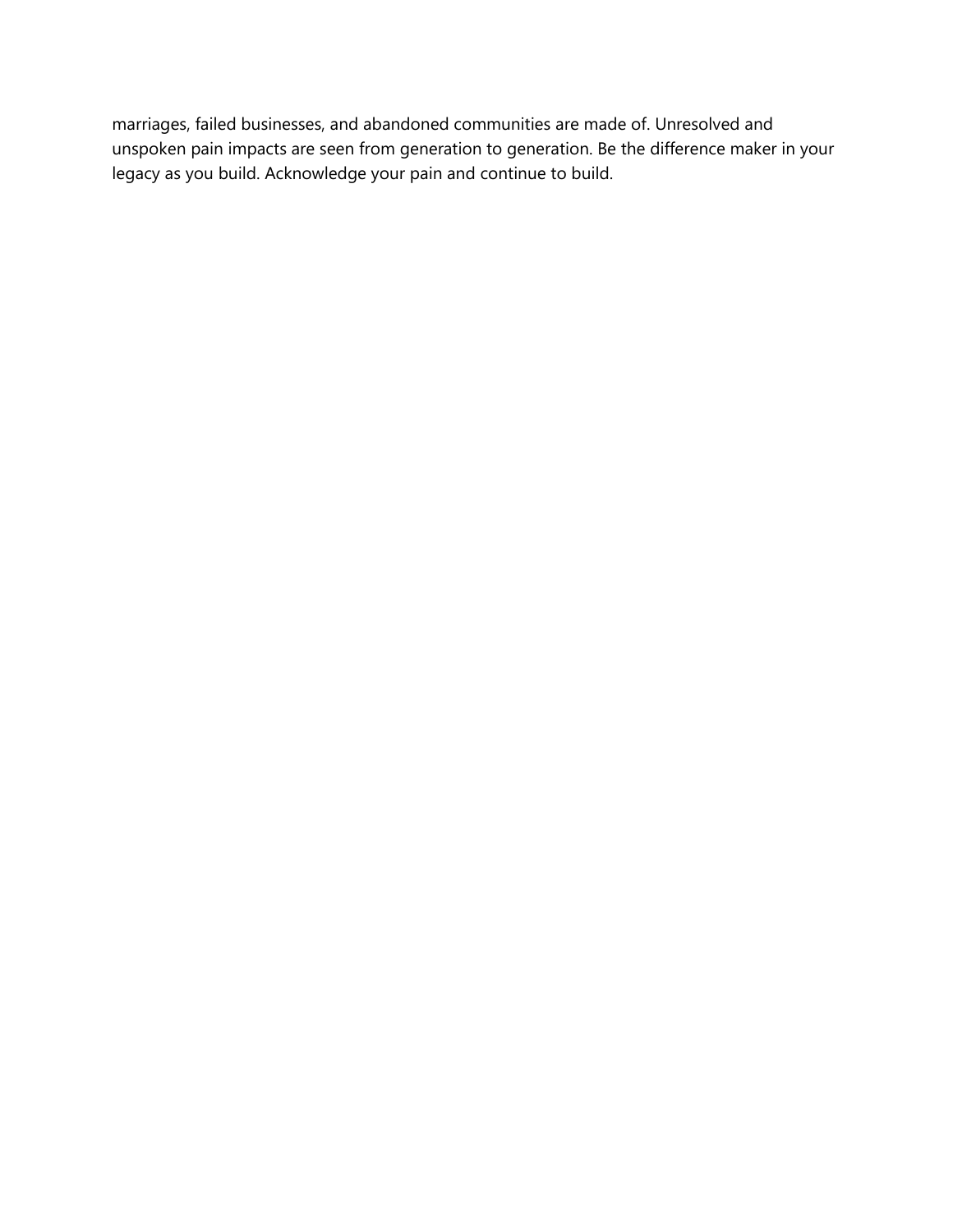marriages, failed businesses, and abandoned communities are made of. Unresolved and unspoken pain impacts are seen from generation to generation. Be the difference maker in your legacy as you build. Acknowledge your pain and continue to build.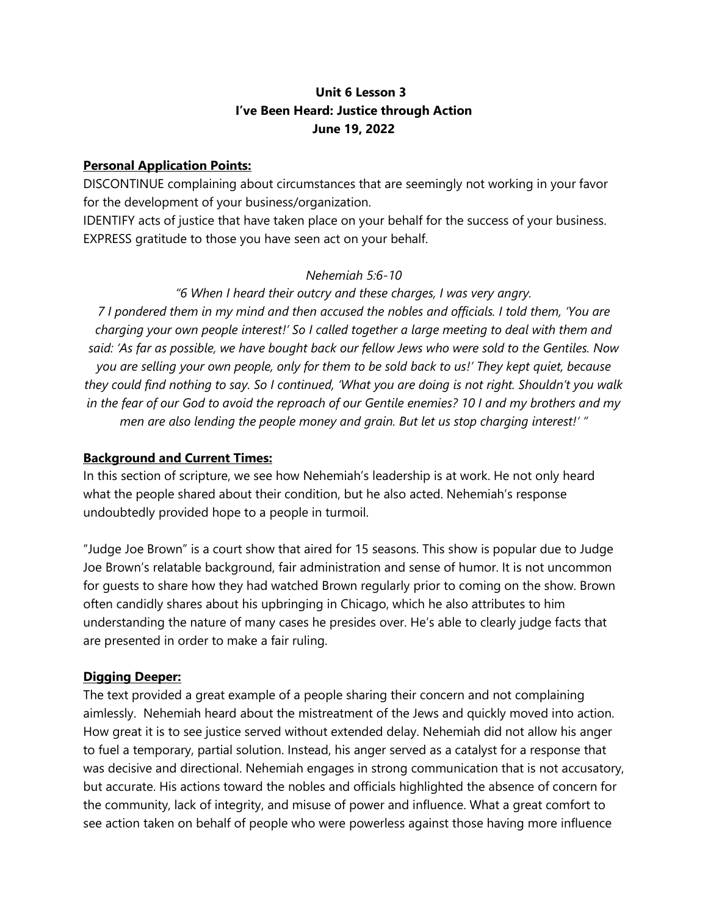**Unit 6 Lesson 3**
**I've Been Heard: Justice through Action**
**June 19, 2022**

**Personal Application Points:**

DISCONTINUE complaining about circumstances that are seemingly not working in your favor for the development of your business/organization.
IDENTIFY acts of justice that have taken place on your behalf for the success of your business.
EXPRESS gratitude to those you have seen act on your behalf.

*Nehemiah 5:6-10*

*"6 When I heard their outcry and these charges, I was very angry.
7 I pondered them in my mind and then accused the nobles and officials. I told them, 'You are charging your own people interest!' So I called together a large meeting to deal with them and said: 'As far as possible, we have bought back our fellow Jews who were sold to the Gentiles. Now you are selling your own people, only for them to be sold back to us!' They kept quiet, because they could find nothing to say. So I continued, 'What you are doing is not right. Shouldn't you walk in the fear of our God to avoid the reproach of our Gentile enemies? 10 I and my brothers and my men are also lending the people money and grain. But let us stop charging interest!' "*

**Background and Current Times:**

In this section of scripture, we see how Nehemiah's leadership is at work. He not only heard what the people shared about their condition, but he also acted. Nehemiah's response undoubtedly provided hope to a people in turmoil.

"Judge Joe Brown" is a court show that aired for 15 seasons. This show is popular due to Judge Joe Brown's relatable background, fair administration and sense of humor. It is not uncommon for guests to share how they had watched Brown regularly prior to coming on the show. Brown often candidly shares about his upbringing in Chicago, which he also attributes to him understanding the nature of many cases he presides over. He's able to clearly judge facts that are presented in order to make a fair ruling.

**Digging Deeper:**

The text provided a great example of a people sharing their concern and not complaining aimlessly. Nehemiah heard about the mistreatment of the Jews and quickly moved into action. How great it is to see justice served without extended delay. Nehemiah did not allow his anger to fuel a temporary, partial solution. Instead, his anger served as a catalyst for a response that was decisive and directional. Nehemiah engages in strong communication that is not accusatory, but accurate. His actions toward the nobles and officials highlighted the absence of concern for the community, lack of integrity, and misuse of power and influence. What a great comfort to see action taken on behalf of people who were powerless against those having more influence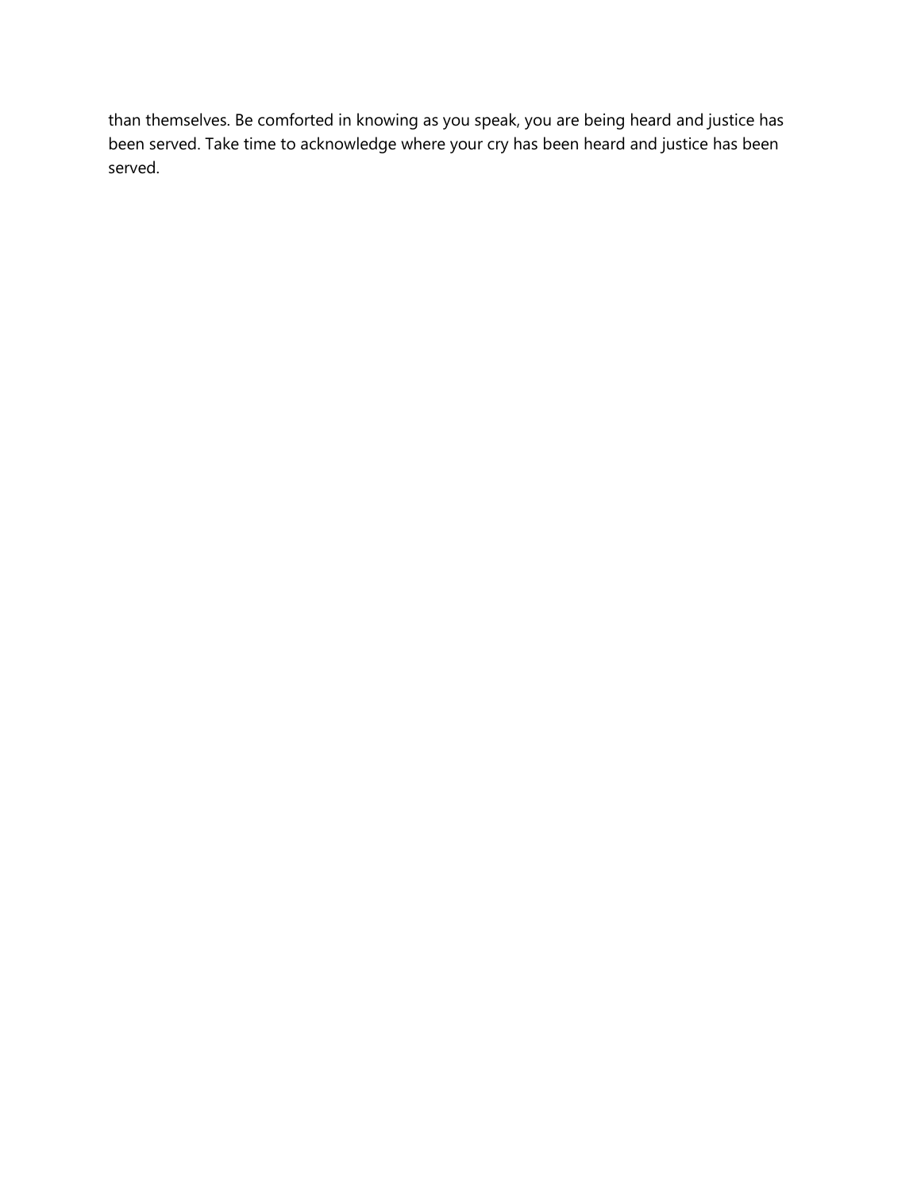than themselves. Be comforted in knowing as you speak, you are being heard and justice has been served. Take time to acknowledge where your cry has been heard and justice has been served.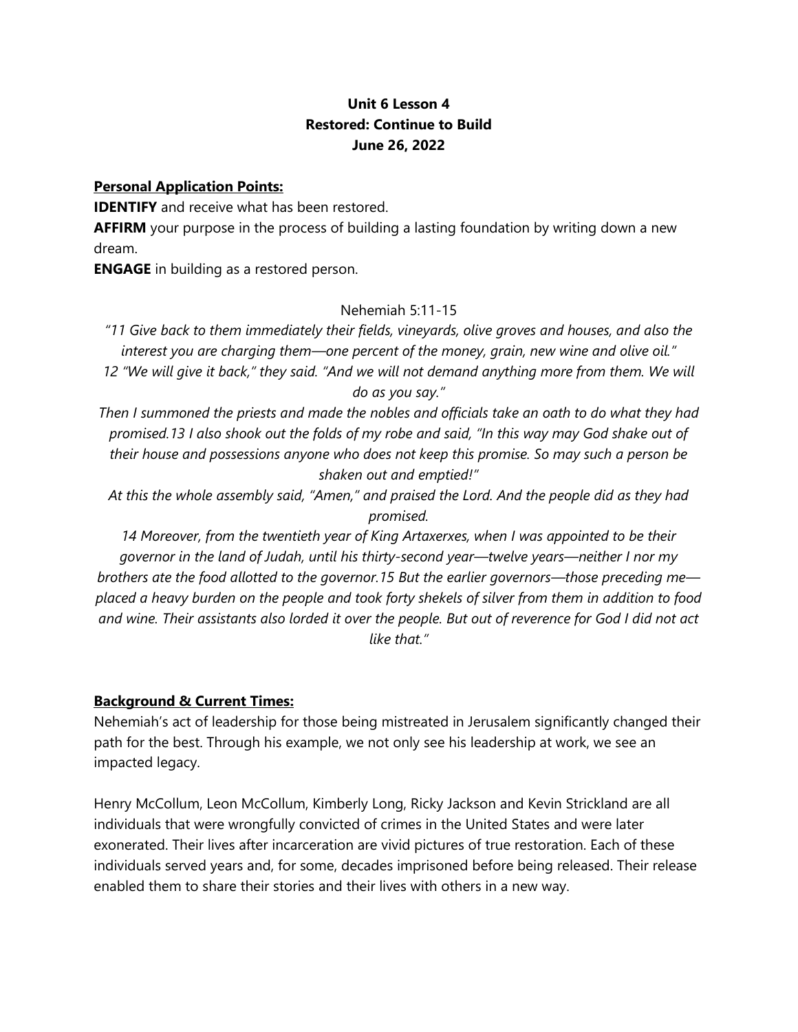**Unit 6 Lesson 4**
**Restored: Continue to Build**
**June 26, 2022**

**Personal Application Points:**

**IDENTIFY** and receive what has been restored.

**AFFIRM** your purpose in the process of building a lasting foundation by writing down a new dream.

**ENGAGE** in building as a restored person.

Nehemiah 5:11-15

*"11 Give back to them immediately their fields, vineyards, olive groves and houses, and also the interest you are charging them—one percent of the money, grain, new wine and olive oil."*
*12 "We will give it back," they said. "And we will not demand anything more from them. We will do as you say."*
*Then I summoned the priests and made the nobles and officials take an oath to do what they had promised.13 I also shook out the folds of my robe and said, "In this way may God shake out of their house and possessions anyone who does not keep this promise. So may such a person be shaken out and emptied!"*
*At this the whole assembly said, "Amen," and praised the Lord. And the people did as they had promised.*
*14 Moreover, from the twentieth year of King Artaxerxes, when I was appointed to be their governor in the land of Judah, until his thirty-second year—twelve years—neither I nor my brothers ate the food allotted to the governor.15 But the earlier governors—those preceding me—placed a heavy burden on the people and took forty shekels of silver from them in addition to food and wine. Their assistants also lorded it over the people. But out of reverence for God I did not act like that."*

**Background & Current Times:**

Nehemiah's act of leadership for those being mistreated in Jerusalem significantly changed their path for the best. Through his example, we not only see his leadership at work, we see an impacted legacy.

Henry McCollum, Leon McCollum, Kimberly Long, Ricky Jackson and Kevin Strickland are all individuals that were wrongfully convicted of crimes in the United States and were later exonerated. Their lives after incarceration are vivid pictures of true restoration. Each of these individuals served years and, for some, decades imprisoned before being released. Their release enabled them to share their stories and their lives with others in a new way.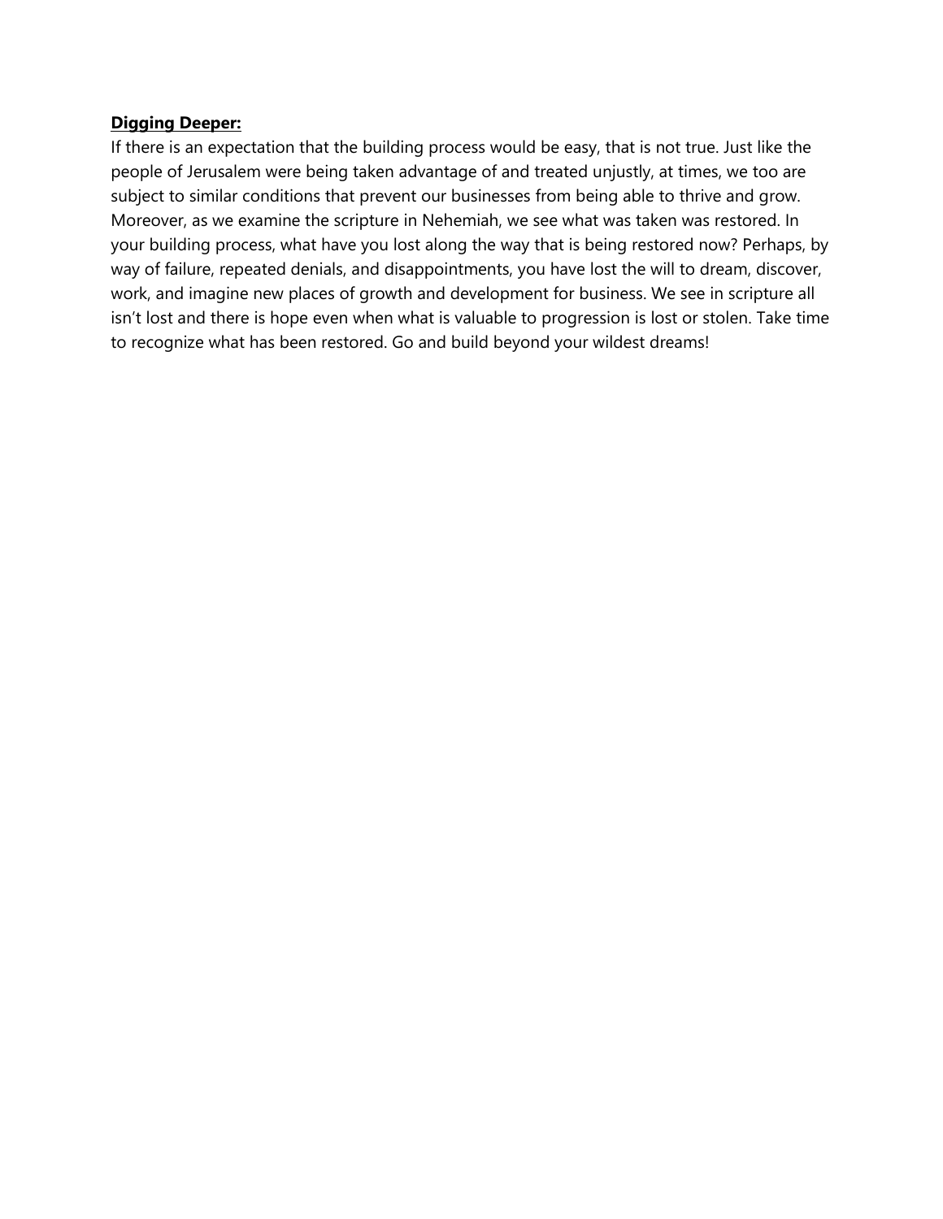**<u>Digging Deeper:</u>**

If there is an expectation that the building process would be easy, that is not true. Just like the people of Jerusalem were being taken advantage of and treated unjustly, at times, we too are subject to similar conditions that prevent our businesses from being able to thrive and grow. Moreover, as we examine the scripture in Nehemiah, we see what was taken was restored. In your building process, what have you lost along the way that is being restored now? Perhaps, by way of failure, repeated denials, and disappointments, you have lost the will to dream, discover, work, and imagine new places of growth and development for business. We see in scripture all isn't lost and there is hope even when what is valuable to progression is lost or stolen. Take time to recognize what has been restored. Go and build beyond your wildest dreams!